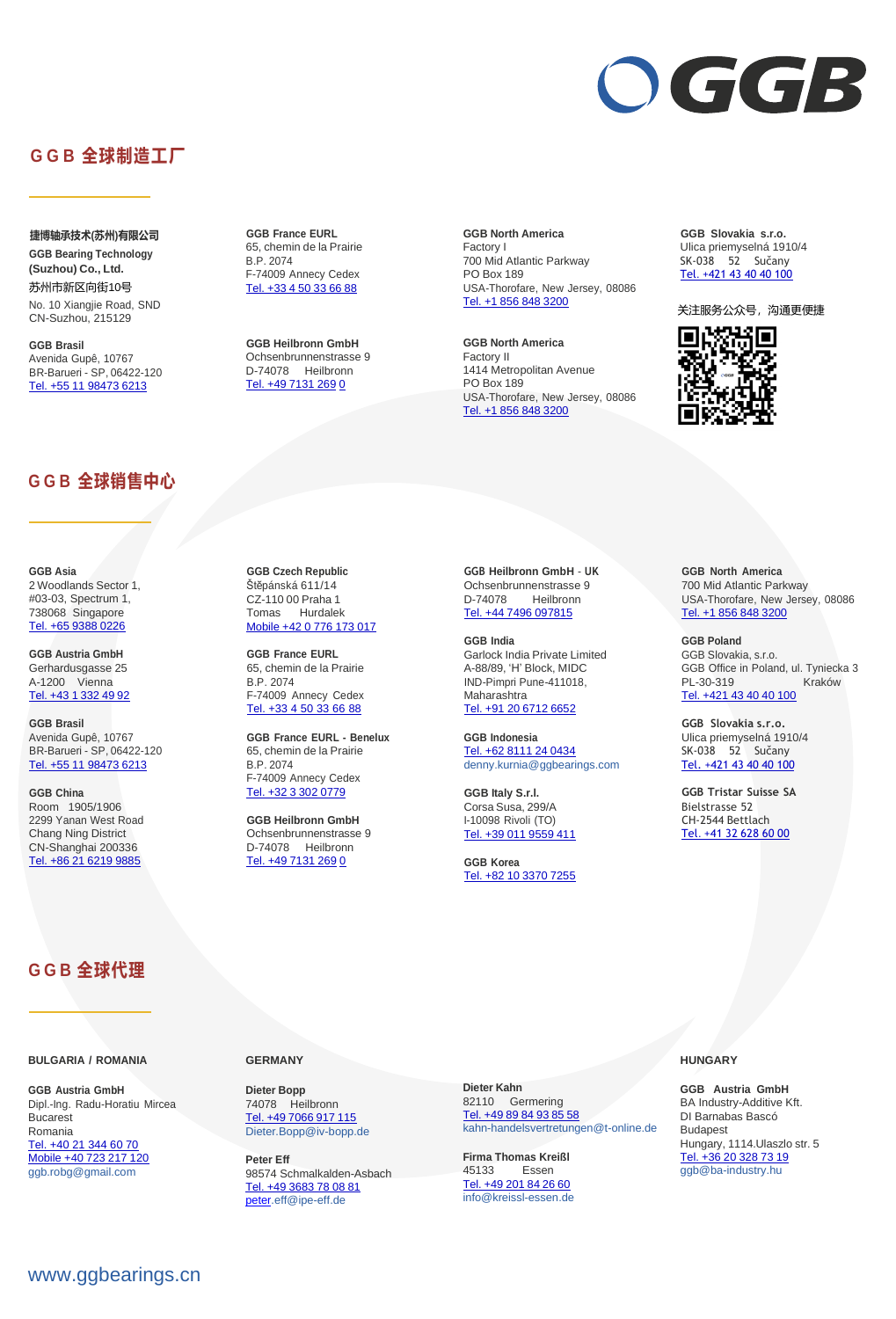# GGB 全球制造工厂

**捷博轴承技术(苏州)有限公司**
**GGB Bearing Technology (Suzhou) Co., Ltd.**
苏州市新区向街10号
No. 10 Xiangjie Road, SND
CN-Suzhou, 215129

**GGB Brasil**
Avenida Gupê, 10767
BR-Barueri - SP, 06422-120
Tel. +55 11 98473 6213

**GGB France EURL**
65, chemin de la Prairie
B.P. 2074
F-74009 Annecy Cedex
Tel. +33 4 50 33 66 88

**GGB Heilbronn GmbH**
Ochsenbrunnenstrasse 9
D-74078 Heilbronn
Tel. +49 7131 269 0

**GGB North America**
Factory I
700 Mid Atlantic Parkway
PO Box 189
USA-Thorofare, New Jersey, 08086
Tel. +1 856 848 3200

**GGB North America**
Factory II
1414 Metropolitan Avenue
PO Box 189
USA-Thorofare, New Jersey, 08086
Tel. +1 856 848 3200

**GGB Slovakia s.r.o.**
Ulica priemyselná 1910/4
SK-038 52 Sučany
Tel. +421 43 40 40 100

关注服务公众号，沟通更便捷

# GGB 全球销售中心

**GGB Asia**
2 Woodlands Sector 1,
#03-03, Spectrum 1,
738068 Singapore
Tel. +65 9388 0226

**GGB Austria GmbH**
Gerhardusgasse 25
A-1200 Vienna
Tel. +43 1 332 49 92

**GGB Brasil**
Avenida Gupê, 10767
BR-Barueri - SP, 06422-120
Tel. +55 11 98473 6213

**GGB China**
Room 1905/1906
2299 Yanan West Road
Chang Ning District
CN-Shanghai 200336
Tel. +86 21 6219 9885

**GGB Czech Republic**
Štěpánská 611/14
CZ-110 00 Praha 1
Tomas Hurdalek
Mobile +42 0 776 173 017

**GGB France EURL**
65, chemin de la Prairie
B.P. 2074
F-74009 Annecy Cedex
Tel. +33 4 50 33 66 88

**GGB France EURL - Benelux**
65, chemin de la Prairie
B.P. 2074
F-74009 Annecy Cedex
Tel. +32 3 302 0779

**GGB Heilbronn GmbH**
Ochsenbrunnenstrasse 9
D-74078 Heilbronn
Tel. +49 7131 269 0

**GGB Heilbronn GmbH - UK**
Ochsenbrunnenstrasse 9
D-74078 Heilbronn
Tel. +44 7496 097815

**GGB India**
Garlock India Private Limited
A-88/89, 'H' Block, MIDC
IND-Pimpri Pune-411018,
Maharashtra
Tel. +91 20 6712 6652

**GGB Indonesia**
Tel. +62 8111 24 0434
denny.kurnia@ggbearings.com

**GGB Italy S.r.l.**
Corsa Susa, 299/A
I-10098 Rivoli (TO)
Tel. +39 011 9559 411

**GGB Korea**
Tel. +82 10 3370 7255

**GGB North America**
700 Mid Atlantic Parkway
USA-Thorofare, New Jersey, 08086
Tel. +1 856 848 3200

**GGB Poland**
GGB Slovakia, s.r.o.
GGB Office in Poland, ul. Tyniecka 3
PL-30-319 Kraków
Tel. +421 43 40 40 100

**GGB Slovakia s.r.o.**
Ulica priemyselná 1910/4
SK-038 52 Sučany
Tel. +421 43 40 40 100

**GGB Tristar Suisse SA**
Bielstrasse 52
CH-2544 Bettlach
Tel. +41 32 628 60 00

# GGB 全球代理

**BULGARIA / ROMANIA**

**GGB Austria GmbH**
Dipl.-Ing. Radu-Horatiu Mircea
Bucarest
Romania
Tel. +40 21 344 60 70
Mobile +40 723 217 120
ggb.robg@gmail.com

**GERMANY**

**Dieter Bopp**
74078 Heilbronn
Tel. +49 7066 917 115
Dieter.Bopp@iv-bopp.de

**Peter Eff**
98574 Schmalkalden-Asbach
Tel. +49 3683 78 08 81
peter.eff@ipe-eff.de

**Dieter Kahn**
82110 Germering
Tel. +49 89 84 93 85 58
kahn-handelsvertretungen@t-online.de

**Firma Thomas Kreißl**
45133 Essen
Tel. +49 201 84 26 60
info@kreissl-essen.de

**HUNGARY**

**GGB Austria GmbH**
BA Industry-Additive Kft.
DI Barnabas Bascó
Budapest
Hungary, 1114.Ulaszlo str. 5
Tel. +36 20 328 73 19
ggb@ba-industry.hu

www.ggbearings.cn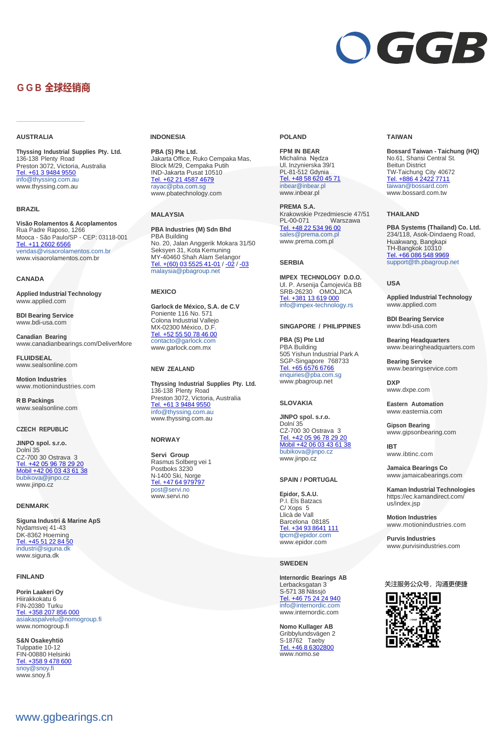# GGB 全球经销商

## AUSTRALIA

**Thyssing Industrial Supplies Pty. Ltd.**
136-138 Plenty Road
Preston 3072, Victoria, Australia
Tel. +61 3 9484 9550
info@thyssing.com.au
www.thyssing.com.au

## BRAZIL

**Visão Rolamentos & Acoplamentos**
Rua Padre Raposo, 1266
Mooca - São Paulo/SP - CEP: 03118-001
Tel. +11 2602 6566
vendas@visaorolamentos.com.br
www.visaorolamentos.com.br

## CANADA

**Applied Industrial Technology**
www.applied.com

**BDI Bearing Service**
www.bdi-usa.com

**Canadian Bearing**
www.canadianbearings.com/DeliverMore

**FLUIDSEAL**
www.sealsonline.com

**Motion Industries**
www.motionindustries.com

**R B Packings**
www.sealsonline.com

## CZECH REPUBLIC

**JINPO spol. s.r.o.**
Dolní 35
CZ-700 30 Ostrava 3
Tel. +42 05 96 78 29 20
Mobil +42 06 03 43 61 38
bubikova@jinpo.cz
www.jinpo.cz

## DENMARK

**Siguna Industri & Marine ApS**
Nydamsvej 41-43
DK-8362 Hoerning
Tel. +45 51 22 84 50
industri@siguna.dk
www.siguna.dk

## FINLAND

**Porin Laakeri Oy**
Hiirakkokatu 6
FIN-20380 Turku
Tel. +358 207 856 000
asiakaspalvelu@nomogroup.fi
www.nomogroup.fi

**S&N Osakeyhtiö**
Tulppatie 10-12
FIN-00880 Helsinki
Tel. +358 9 478 600
snoy@snoy.fi
www.snoy.fi

## INDONESIA

**PBA (S) Pte Ltd.**
Jakarta Office, Ruko Cempaka Mas,
Block M/29, Cempaka Putih
IND-Jakarta Pusat 10510
Tel. +62 21 4587 4679
rayac@pba.com.sg
www.pbatechnology.com

## MALAYSIA

**PBA Industries (M) Sdn Bhd**
PBA Building
No. 20, Jalan Anggerik Mokara 31/50
Seksyen 31, Kota Kemuning
MY-40460 Shah Alam Selangor
Tel. +(60) 03 5525 41-01 / -02 / -03
malaysia@pbagroup.net

## MEXICO

**Garlock de México, S.A. de C.V**
Poniente 116 No. 571
Colona Industrial Vallejo
MX-02300 México, D.F.
Tel. +52 55 50 78 46 00
contacto@garlock.com
www.garlock.com.mx

## NEW ZEALAND

**Thyssing Industrial Supplies Pty. Ltd.**
136-138 Plenty Road
Preston 3072, Victoria, Australia
Tel. +61 3 9484 9550
info@thyssing.com.au
www.thyssing.com.au

## NORWAY

**Servi Group**
Rasmus Solberg vei 1
Postboks 3230
N-1400 Ski, Norge
Tel. +47 64 979797
post@servi.no
www.servi.no

## POLAND

**FPM IN BEAR**
Michalina Nędza
Ul. Inzynierska 39/1
PL-81-512 Gdynia
Tel. +48 58 620 45 71
inbear@inbear.pl
www.inbear.pl

**PREMA S.A.**
Krakowskie Przedmiescie 47/51
PL-00-071 Warszawa
Tel. +48 22 534 96 00
sales@prema.com.pl
www.prema.com.pl

## SERBIA

**IMPEX TECHNOLOGY D.O.O.**
Ul. P. Arsenija Čarnojevića BB
SRB-26230 OMOLJICA
Tel. +381 13 619 000
info@impex-technology.rs

## SINGAPORE / PHILIPPINES

**PBA (S) Pte Ltd**
PBA Building
505 Yishun Industrial Park A
SGP-Singapore 768733
Tel. +65 6576 6766
enquiries@pba.com.sg
www.pbagroup.net

## SLOVAKIA

**JINPO spol. s.r.o.**
Dolní 35
CZ-700 30 Ostrava 3
Tel. +42 05 96 78 29 20
Mobil +42 06 03 43 61 38
bubikova@jinpo.cz
www.jinpo.cz

## SPAIN / PORTUGAL

**Epidor, S.A.U.**
P.I. Els Batzacs
C/ Xops 5
Llicà de Vall
Barcelona 08185
Tel. +34 93 8641 111
tpcm@epidor.com
www.epidor.com

## SWEDEN

**Internordic Bearings AB**
Lerbacksgatan 3
S-571 38 Nässjö
Tel. +46 75 24 24 940
info@internordic.com
www.internordic.com

**Nomo Kullager AB**
Gribbylundsvägen 2
S-18762 Taeby
Tel. +46 8 6302800
www.nomo.se

## TAIWAN

**Bossard Taiwan - Taichung (HQ)**
No.61, Shansi Central St.
Beitun District
TW-Taichung City 40672
Tel. +886 4 2422 7711
taiwan@bossard.com
www.bossard.com.tw

## THAILAND

**PBA Systems (Thailand) Co. Ltd.**
234/118, Asok-Dindaeng Road,
Huakwang, Bangkapi
TH-Bangkok 10310
Tel. +66 086 548 9969
support@th.pbagroup.net

## USA

**Applied Industrial Technology**
www.applied.com

**BDI Bearing Service**
www.bdi-usa.com

**Bearing Headquarters**
www.bearingheadquarters.com

**Bearing Service**
www.bearingservice.com

**DXP**
www.dxpe.com

**Eastern Automation**
www.easternia.com

**Gipson Bearing**
www.gipsonbearing.com

**IBT**
www.ibtinc.com

**Jamaica Bearings Co**
www.jamaicabearings.com

**Kaman Industrial Technologies**
https://ec.kamandirect.com/us/index.jsp

**Motion Industries**
www.motionindustries.com

**Purvis Industries**
www.purvisindustries.com

关注服务公众号，沟通更便捷

www.ggbearings.cn